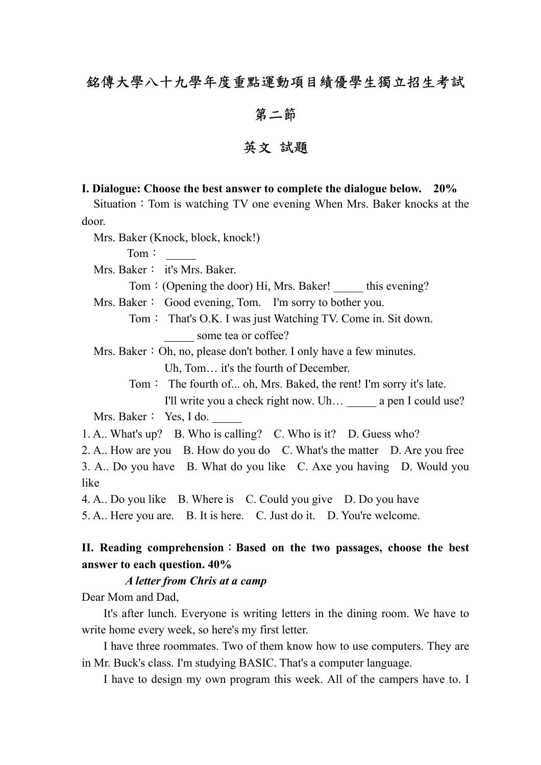# 銘傳大學八十九學年度重點運動項目績優學生獨立招生考試

## 第二節

## 英文 試題

**I. Dialogue: Choose the best answer to complete the dialogue below. 20%**

Situation：Tom is watching TV one evening When Mrs. Baker knocks at the door.

Mrs. Baker (Knock, block, knock!)

Tom： _____

Mrs. Baker： it's Mrs. Baker.

Tom：(Opening the door) Hi, Mrs. Baker! _____ this evening?

Mrs. Baker： Good evening, Tom. I'm sorry to bother you.

Tom： That's O.K. I was just Watching TV. Come in. Sit down. _____ some tea or coffee?

Mrs. Baker：Oh, no, please don't bother. I only have a few minutes. Uh, Tom… it's the fourth of December.

Tom： The fourth of... oh, Mrs. Baked, the rent! I'm sorry it's late. I'll write you a check right now. Uh… _____ a pen I could use?

Mrs. Baker： Yes, I do. _____

1. A.. What's up? B. Who is calling? C. Who is it? D. Guess who?
2. A.. How are you B. How do you do C. What's the matter D. Are you free
3. A.. Do you have B. What do you like C. Axe you having D. Would you like
4. A.. Do you like B. Where is C. Could you give D. Do you have
5. A.. Here you are. B. It is here. C. Just do it. D. You're welcome.

**II. Reading comprehension：Based on the two passages, choose the best answer to each question. 40%**

***A letter from Chris at a camp***

Dear Mom and Dad,

It's after lunch. Everyone is writing letters in the dining room. We have to write home every week, so here's my first letter.

I have three roommates. Two of them know how to use computers. They are in Mr. Buck's class. I'm studying BASIC. That's a computer language.

I have to design my own program this week. All of the campers have to. I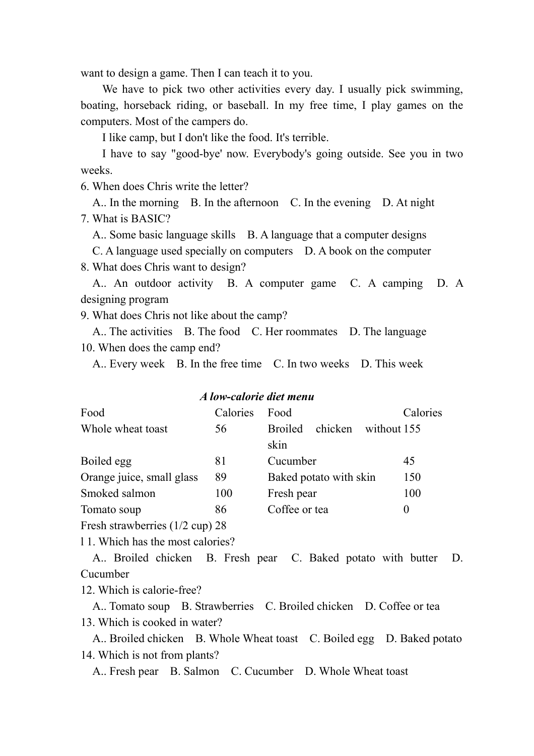want to design a game. Then I can teach it to you.

We have to pick two other activities every day. I usually pick swimming, boating, horseback riding, or baseball. In my free time, I play games on the computers. Most of the campers do.

I like camp, but I don't like the food. It's terrible.

I have to say "good-bye' now. Everybody's going outside. See you in two weeks.

6. When does Chris write the letter?

A.. In the morning　B. In the afternoon　C. In the evening　D. At night

7. What is BASIC?

A.. Some basic language skills　B. A language that a computer designs

C. A language used specially on computers　D. A book on the computer

8. What does Chris want to design?

A.. An outdoor activity　B. A computer game　C. A camping　D. A designing program

9. What does Chris not like about the camp?

A.. The activities　B. The food　C. Her roommates　D. The language

10. When does the camp end?

A.. Every week　B. In the free time　C. In two weeks　D. This week

*A low-calorie diet menu*

| Food | Calories | Food | Calories |
|---|---|---|---|
| Whole wheat toast | 56 | Broiled chicken without skin | 155 |
| Boiled egg | 81 | Cucumber | 45 |
| Orange juice, small glass | 89 | Baked potato with skin | 150 |
| Smoked salmon | 100 | Fresh pear | 100 |
| Tomato soup | 86 | Coffee or tea | 0 |
| Fresh strawberries (1/2 cup) | 28 | | |

l 1. Which has the most calories?

A.. Broiled chicken　B. Fresh pear　C. Baked potato with butter　D. Cucumber

12. Which is calorie-free?

A.. Tomato soup　B. Strawberries　C. Broiled chicken　D. Coffee or tea

13. Which is cooked in water?

A.. Broiled chicken　B. Whole Wheat toast　C. Boiled egg　D. Baked potato

14. Which is not from plants?

A.. Fresh pear　B. Salmon　C. Cucumber　D. Whole Wheat toast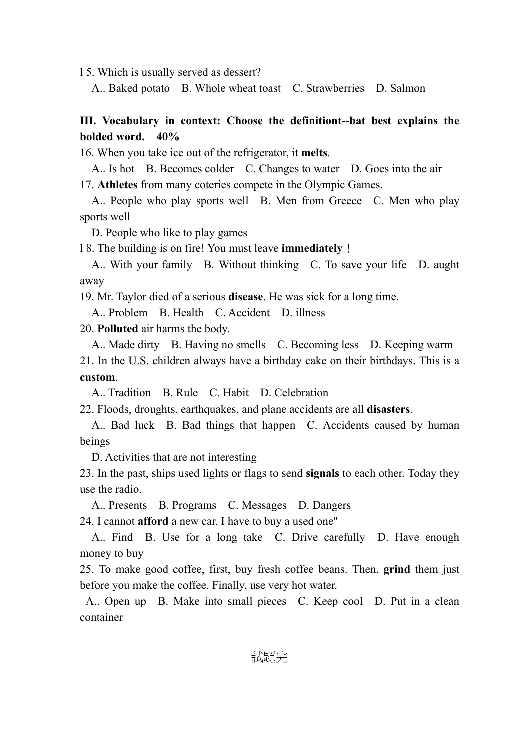l 5. Which is usually served as dessert?

A.. Baked potato B. Whole wheat toast C. Strawberries D. Salmon

**III. Vocabulary in context: Choose the definitiont--bat best explains the bolded word. 40%**

16. When you take ice out of the refrigerator, it **melts**.

A.. Is hot B. Becomes colder C. Changes to water D. Goes into the air

17. **Athletes** from many coteries compete in the Olympic Games.

A.. People who play sports well B. Men from Greece C. Men who play sports well

D. People who like to play games

l 8. The building is on fire! You must leave **immediately**！

A.. With your family B. Without thinking C. To save your life D. aught away

19. Mr. Taylor died of a serious **disease**. He was sick for a long time.

A.. Problem B. Health C. Accident D. illness

20. **Polluted** air harms the body.

A.. Made dirty B. Having no smells C. Becoming less D. Keeping warm

21. In the U.S. children always have a birthday cake on their birthdays. This is a **custom**.

A.. Tradition B. Rule C. Habit D. Celebration

22. Floods, droughts, earthquakes, and plane accidents are all **disasters**.

A.. Bad luck B. Bad things that happen C. Accidents caused by human beings

D. Activities that are not interesting

23. In the past, ships used lights or flags to send **signals** to each other. Today they use the radio.

A.. Presents B. Programs C. Messages D. Dangers

24. I cannot **afford** a new car. I have to buy a used one"

A.. Find B. Use for a long take C. Drive carefully D. Have enough money to buy

25. To make good coffee, first, buy fresh coffee beans. Then, **grind** them just before you make the coffee. Finally, use very hot water.

A.. Open up B. Make into small pieces C. Keep cool D. Put in a clean container

試題完